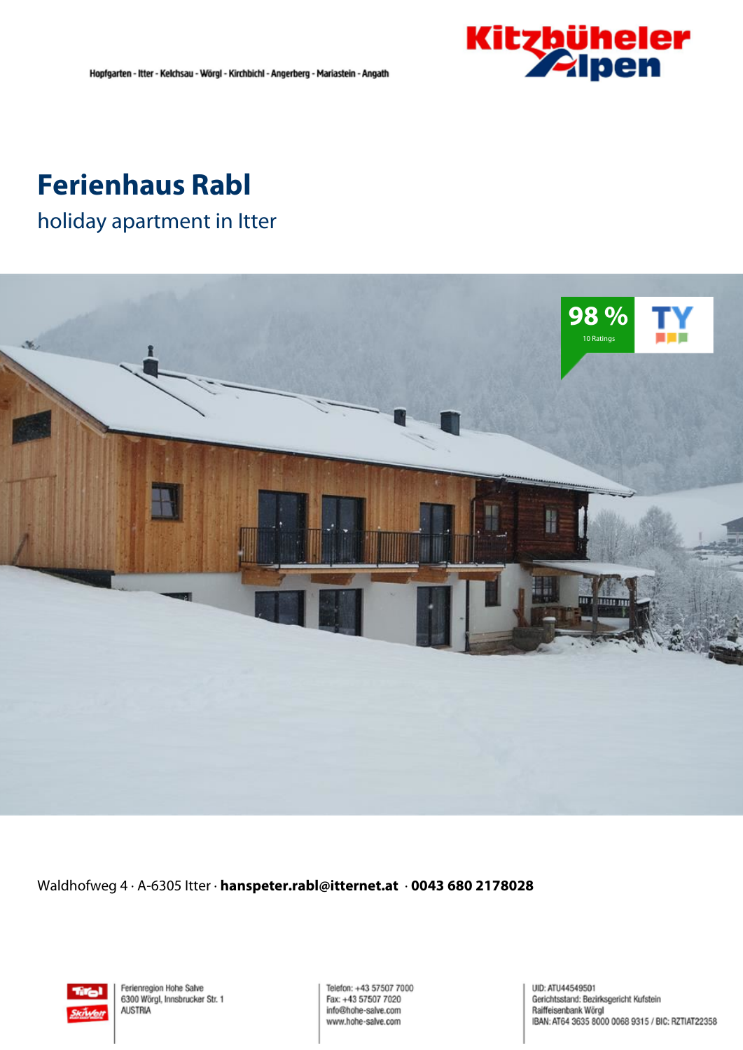Hopfgarten - Itter - Kelchsau - Wörgl - Kirchbichl - Angerberg - Mariastein - Angath

# Ferienhaus Rabl

## holiday apartment in Itter

98 %
10 Ratings

Waldhofweg 4 · A-6305 Itter · **hanspeter.rabl@itternet.at** · **0043 680 2178028**

Ferienregion Hohe Salve
6300 Wörgl, Innsbrucker Str. 1
AUSTRIA

Telefon: +43 57507 7000
Fax: +43 57507 7020
info@hohe-salve.com
www.hohe-salve.com

UID: ATU44549501
Gerichtsstand: Bezirksgericht Kufstein
Raiffeisenbank Wörgl
IBAN: AT64 3635 8000 0068 9315 / BIC: RZTIAT22358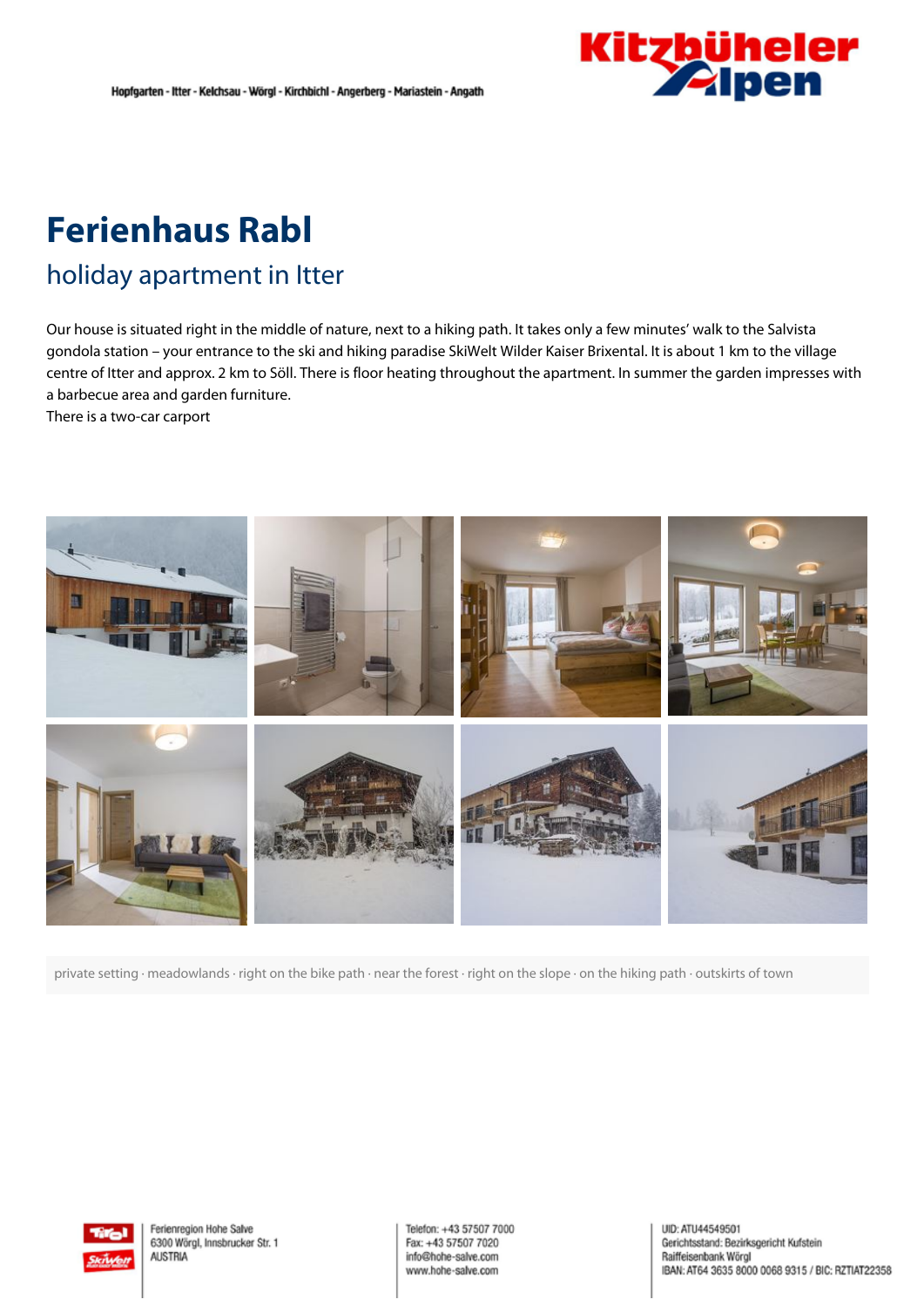# Ferienhaus Rabl

## holiday apartment in Itter

Our house is situated right in the middle of nature, next to a hiking path. It takes only a few minutes' walk to the Salvista gondola station – your entrance to the ski and hiking paradise SkiWelt Wilder Kaiser Brixental. It is about 1 km to the village centre of Itter and approx. 2 km to Söll. There is floor heating throughout the apartment. In summer the garden impresses with a barbecue area and garden furniture.
There is a two-car carport

private setting · meadowlands · right on the bike path · near the forest · right on the slope · on the hiking path · outskirts of town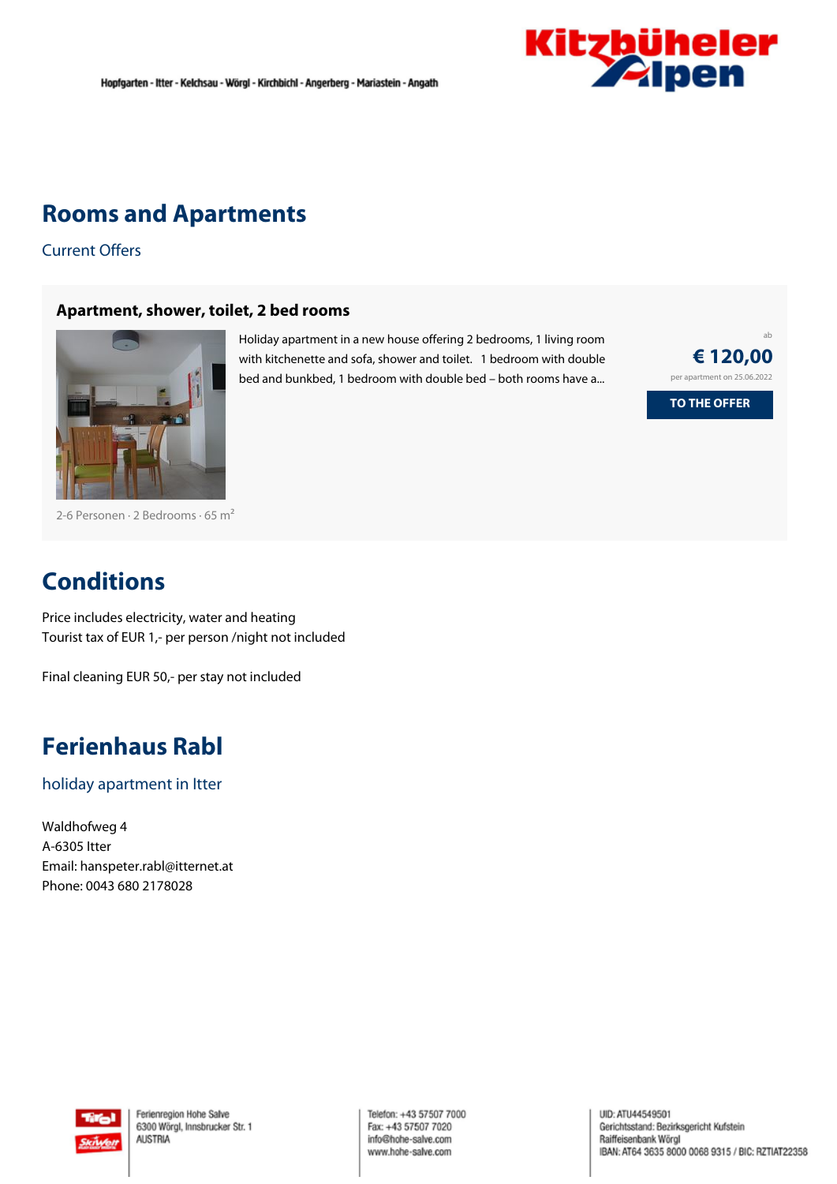# Rooms and Apartments

Current Offers

### Apartment, shower, toilet, 2 bed rooms

Holiday apartment in a new house offering 2 bedrooms, 1 living room with kitchenette and sofa, shower and toilet.  1 bedroom with double bed and bunkbed, 1 bedroom with double bed – both rooms have a...

ab

**€ 120,00**

per apartment on 25.06.2022

TO THE OFFER

2-6 Personen · 2 Bedrooms · 65 m²

## Conditions

Price includes electricity, water and heating
Tourist tax of EUR 1,- per person /night not included

Final cleaning EUR 50,- per stay not included

## Ferienhaus Rabl

holiday apartment in Itter

Waldhofweg 4
A-6305 Itter
Email: hanspeter.rabl@itternet.at
Phone: 0043 680 2178028